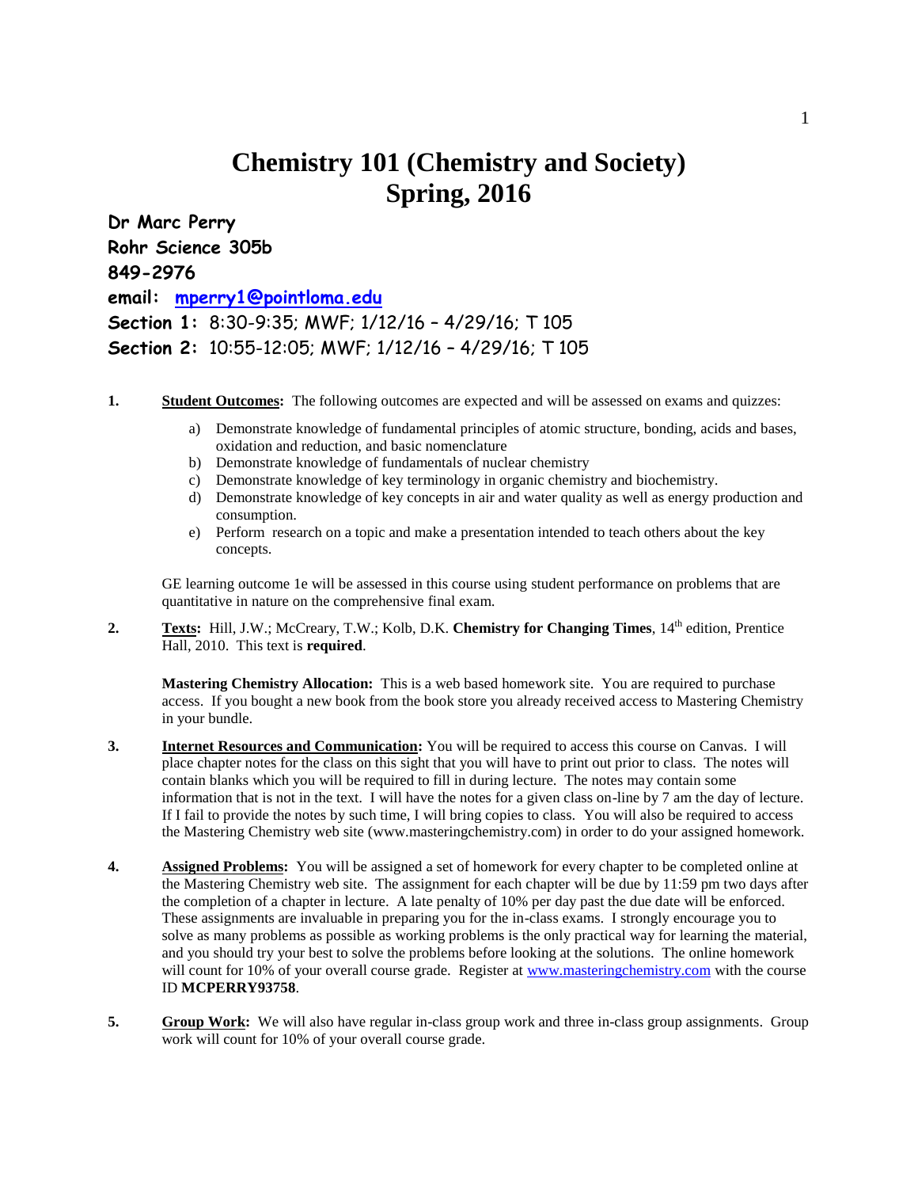# Chemistry 101 (Chemistry and Society)
# Spring, 2016

**Dr Marc Perry**
**Rohr Science 305b**
**849-2976**
**email: [mperry1@pointloma.edu](mailto:mperry1@pointloma.edu)**
**Section 1:** 8:30-9:35; MWF; 1/12/16 – 4/29/16; T 105
**Section 2:** 10:55-12:05; MWF; 1/12/16 – 4/29/16; T 105

**1. Student Outcomes:** The following outcomes are expected and will be assessed on exams and quizzes:

a) Demonstrate knowledge of fundamental principles of atomic structure, bonding, acids and bases, oxidation and reduction, and basic nomenclature
b) Demonstrate knowledge of fundamentals of nuclear chemistry
c) Demonstrate knowledge of key terminology in organic chemistry and biochemistry.
d) Demonstrate knowledge of key concepts in air and water quality as well as energy production and consumption.
e) Perform research on a topic and make a presentation intended to teach others about the key concepts.

GE learning outcome 1e will be assessed in this course using student performance on problems that are quantitative in nature on the comprehensive final exam.

**2. Texts:** Hill, J.W.; McCreary, T.W.; Kolb, D.K. **Chemistry for Changing Times**, 14th edition, Prentice Hall, 2010. This text is **required**.

**Mastering Chemistry Allocation:** This is a web based homework site. You are required to purchase access. If you bought a new book from the book store you already received access to Mastering Chemistry in your bundle.

**3. Internet Resources and Communication:** You will be required to access this course on Canvas. I will place chapter notes for the class on this sight that you will have to print out prior to class. The notes will contain blanks which you will be required to fill in during lecture. The notes may contain some information that is not in the text. I will have the notes for a given class on-line by 7 am the day of lecture. If I fail to provide the notes by such time, I will bring copies to class. You will also be required to access the Mastering Chemistry web site (www.masteringchemistry.com) in order to do your assigned homework.

**4. Assigned Problems:** You will be assigned a set of homework for every chapter to be completed online at the Mastering Chemistry web site. The assignment for each chapter will be due by 11:59 pm two days after the completion of a chapter in lecture. A late penalty of 10% per day past the due date will be enforced. These assignments are invaluable in preparing you for the in-class exams. I strongly encourage you to solve as many problems as possible as working problems is the only practical way for learning the material, and you should try your best to solve the problems before looking at the solutions. The online homework will count for 10% of your overall course grade. Register at [www.masteringchemistry.com](http://www.masteringchemistry.com) with the course ID **MCPERRY93758**.

**5. Group Work:** We will also have regular in-class group work and three in-class group assignments. Group work will count for 10% of your overall course grade.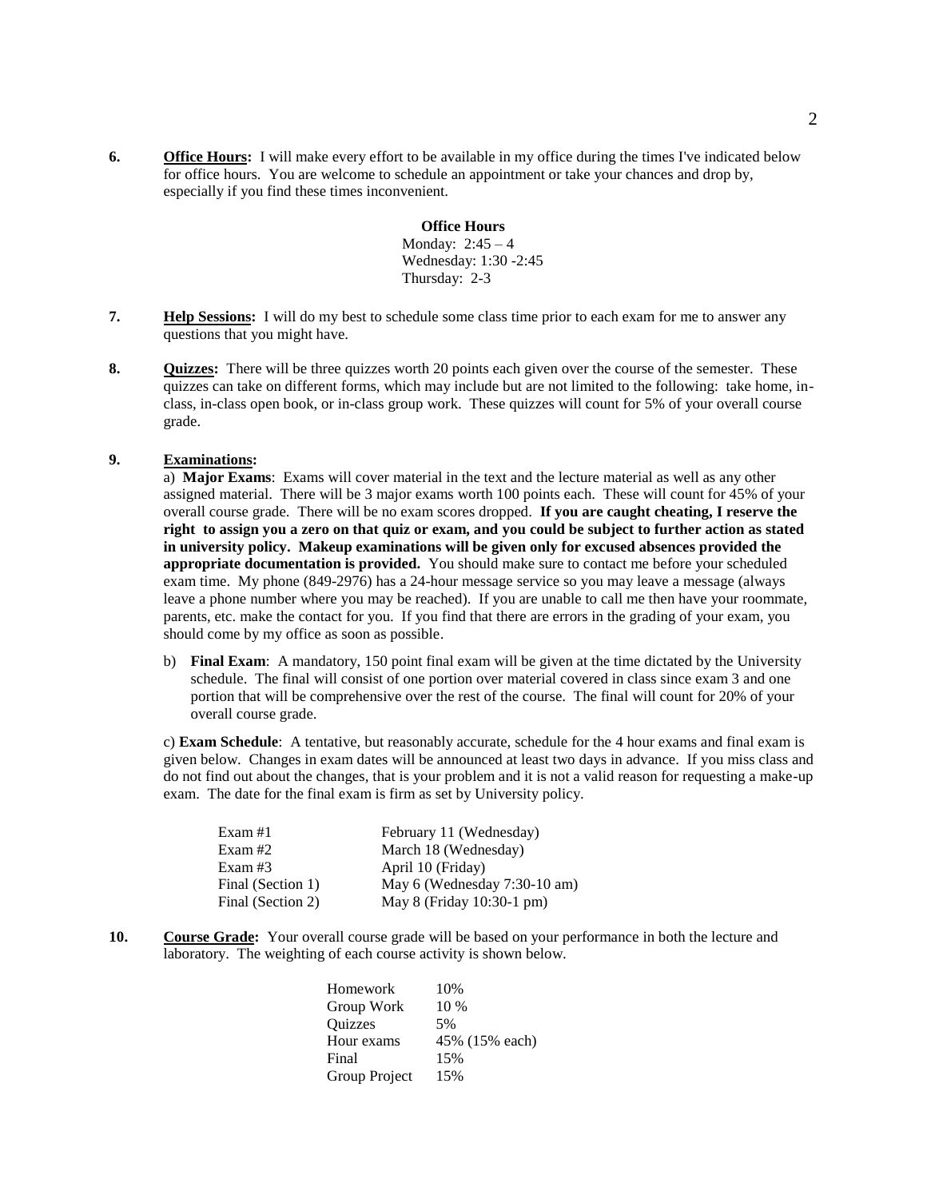**6.** **Office Hours:** I will make every effort to be available in my office during the times I've indicated below for office hours. You are welcome to schedule an appointment or take your chances and drop by, especially if you find these times inconvenient.

**Office Hours**
Monday: 2:45 – 4
Wednesday: 1:30 -2:45
Thursday: 2-3

**7.** **Help Sessions:** I will do my best to schedule some class time prior to each exam for me to answer any questions that you might have.

**8.** **Quizzes:** There will be three quizzes worth 20 points each given over the course of the semester. These quizzes can take on different forms, which may include but are not limited to the following: take home, in-class, in-class open book, or in-class group work. These quizzes will count for 5% of your overall course grade.

**9.** **Examinations:**

a) **Major Exams**: Exams will cover material in the text and the lecture material as well as any other assigned material. There will be 3 major exams worth 100 points each. These will count for 45% of your overall course grade. There will be no exam scores dropped. **If you are caught cheating, I reserve the right to assign you a zero on that quiz or exam, and you could be subject to further action as stated in university policy. Makeup examinations will be given only for excused absences provided the appropriate documentation is provided.** You should make sure to contact me before your scheduled exam time. My phone (849-2976) has a 24-hour message service so you may leave a message (always leave a phone number where you may be reached). If you are unable to call me then have your roommate, parents, etc. make the contact for you. If you find that there are errors in the grading of your exam, you should come by my office as soon as possible.

b) **Final Exam**: A mandatory, 150 point final exam will be given at the time dictated by the University schedule. The final will consist of one portion over material covered in class since exam 3 and one portion that will be comprehensive over the rest of the course. The final will count for 20% of your overall course grade.

c) **Exam Schedule**: A tentative, but reasonably accurate, schedule for the 4 hour exams and final exam is given below. Changes in exam dates will be announced at least two days in advance. If you miss class and do not find out about the changes, that is your problem and it is not a valid reason for requesting a make-up exam. The date for the final exam is firm as set by University policy.

| | |
|---|---|
| Exam #1 | February 11 (Wednesday) |
| Exam #2 | March 18 (Wednesday) |
| Exam #3 | April 10 (Friday) |
| Final (Section 1) | May 6 (Wednesday 7:30-10 am) |
| Final (Section 2) | May 8 (Friday 10:30-1 pm) |

**10.** **Course Grade:** Your overall course grade will be based on your performance in both the lecture and laboratory. The weighting of each course activity is shown below.

| | |
|---|---|
| Homework | 10% |
| Group Work | 10 % |
| Quizzes | 5% |
| Hour exams | 45% (15% each) |
| Final | 15% |
| Group Project | 15% |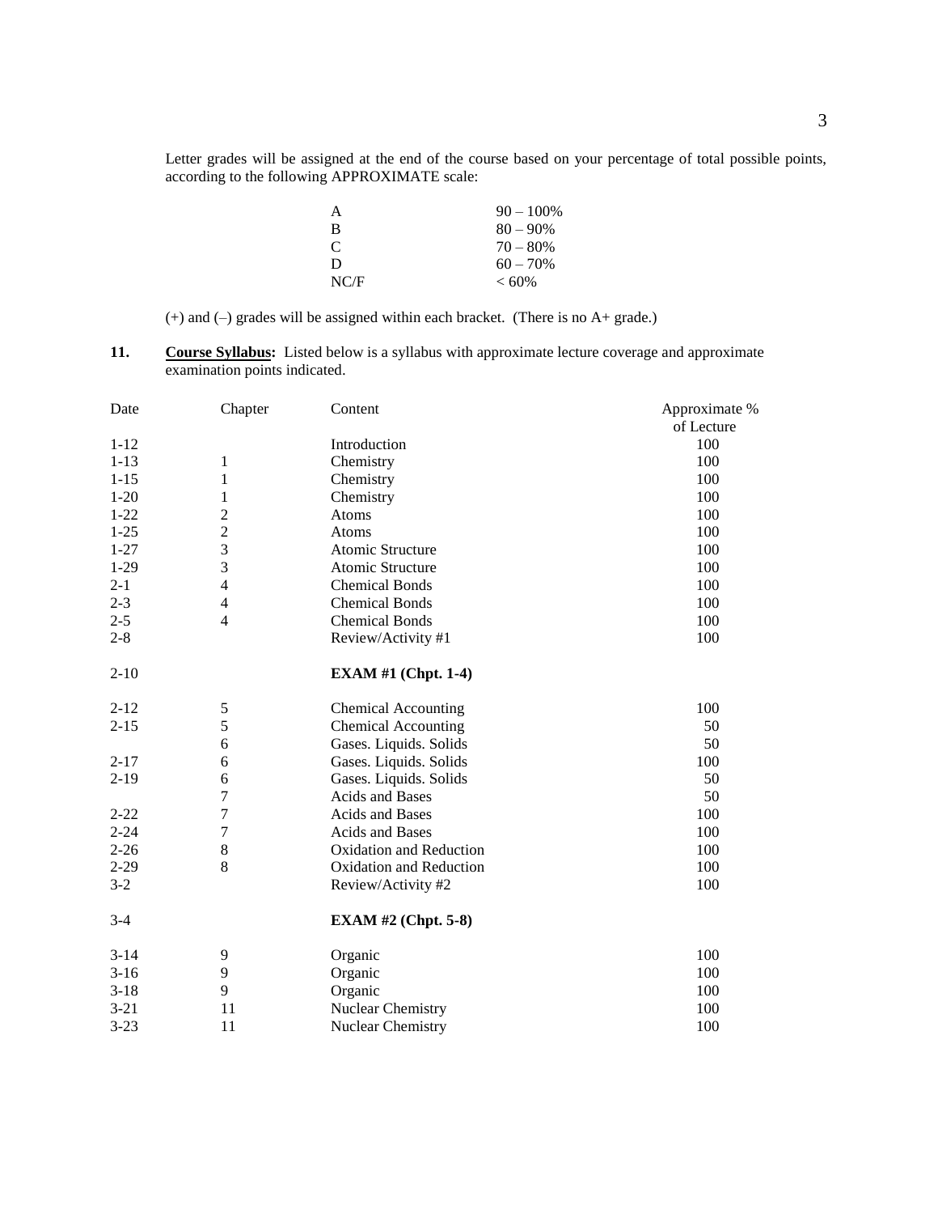Letter grades will be assigned at the end of the course based on your percentage of total possible points, according to the following APPROXIMATE scale:

| | |
|---|---|
| A | 90 – 100% |
| B | 80 – 90% |
| C | 70 – 80% |
| D | 60 – 70% |
| NC/F | < 60% |

(+) and (–) grades will be assigned within each bracket. (There is no A+ grade.)

**11.** **Course Syllabus:** Listed below is a syllabus with approximate lecture coverage and approximate examination points indicated.

| Date | Chapter | Content | Approximate % of Lecture |
|---|---|---|---|
| 1-12 | | Introduction | 100 |
| 1-13 | 1 | Chemistry | 100 |
| 1-15 | 1 | Chemistry | 100 |
| 1-20 | 1 | Chemistry | 100 |
| 1-22 | 2 | Atoms | 100 |
| 1-25 | 2 | Atoms | 100 |
| 1-27 | 3 | Atomic Structure | 100 |
| 1-29 | 3 | Atomic Structure | 100 |
| 2-1 | 4 | Chemical Bonds | 100 |
| 2-3 | 4 | Chemical Bonds | 100 |
| 2-5 | 4 | Chemical Bonds | 100 |
| 2-8 | | Review/Activity #1 | 100 |
| 2-10 | | **EXAM #1 (Chpt. 1-4)** | |
| 2-12 | 5 | Chemical Accounting | 100 |
| 2-15 | 5 | Chemical Accounting | 50 |
| | 6 | Gases. Liquids. Solids | 50 |
| 2-17 | 6 | Gases. Liquids. Solids | 100 |
| 2-19 | 6 | Gases. Liquids. Solids | 50 |
| | 7 | Acids and Bases | 50 |
| 2-22 | 7 | Acids and Bases | 100 |
| 2-24 | 7 | Acids and Bases | 100 |
| 2-26 | 8 | Oxidation and Reduction | 100 |
| 2-29 | 8 | Oxidation and Reduction | 100 |
| 3-2 | | Review/Activity #2 | 100 |
| 3-4 | | **EXAM #2 (Chpt. 5-8)** | |
| 3-14 | 9 | Organic | 100 |
| 3-16 | 9 | Organic | 100 |
| 3-18 | 9 | Organic | 100 |
| 3-21 | 11 | Nuclear Chemistry | 100 |
| 3-23 | 11 | Nuclear Chemistry | 100 |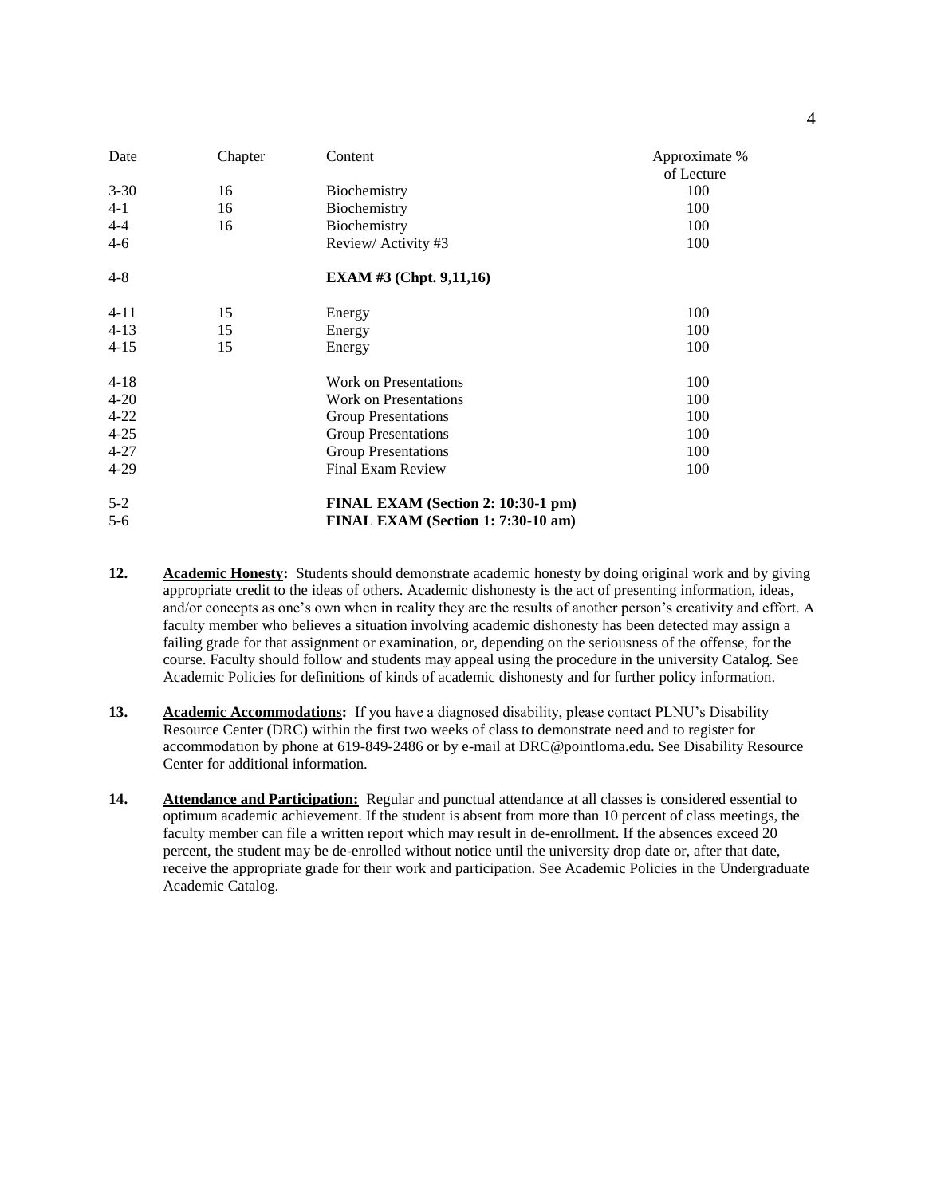| Date | Chapter | Content | Approximate % of Lecture |
|---|---|---|---|
| 3-30 | 16 | Biochemistry | 100 |
| 4-1 | 16 | Biochemistry | 100 |
| 4-4 | 16 | Biochemistry | 100 |
| 4-6 | | Review/ Activity #3 | 100 |
| 4-8 | | **EXAM #3 (Chpt. 9,11,16)** | |
| 4-11 | 15 | Energy | 100 |
| 4-13 | 15 | Energy | 100 |
| 4-15 | 15 | Energy | 100 |
| 4-18 | | Work on Presentations | 100 |
| 4-20 | | Work on Presentations | 100 |
| 4-22 | | Group Presentations | 100 |
| 4-25 | | Group Presentations | 100 |
| 4-27 | | Group Presentations | 100 |
| 4-29 | | Final Exam Review | 100 |
| 5-2 | | **FINAL EXAM (Section 2: 10:30-1 pm)** | |
| 5-6 | | **FINAL EXAM (Section 1: 7:30-10 am)** | |

**12. Academic Honesty:** Students should demonstrate academic honesty by doing original work and by giving appropriate credit to the ideas of others. Academic dishonesty is the act of presenting information, ideas, and/or concepts as one's own when in reality they are the results of another person's creativity and effort. A faculty member who believes a situation involving academic dishonesty has been detected may assign a failing grade for that assignment or examination, or, depending on the seriousness of the offense, for the course. Faculty should follow and students may appeal using the procedure in the university Catalog. See Academic Policies for definitions of kinds of academic dishonesty and for further policy information.

**13. Academic Accommodations:** If you have a diagnosed disability, please contact PLNU's Disability Resource Center (DRC) within the first two weeks of class to demonstrate need and to register for accommodation by phone at 619-849-2486 or by e-mail at DRC@pointloma.edu. See Disability Resource Center for additional information.

**14. Attendance and Participation:** Regular and punctual attendance at all classes is considered essential to optimum academic achievement. If the student is absent from more than 10 percent of class meetings, the faculty member can file a written report which may result in de-enrollment. If the absences exceed 20 percent, the student may be de-enrolled without notice until the university drop date or, after that date, receive the appropriate grade for their work and participation. See Academic Policies in the Undergraduate Academic Catalog.